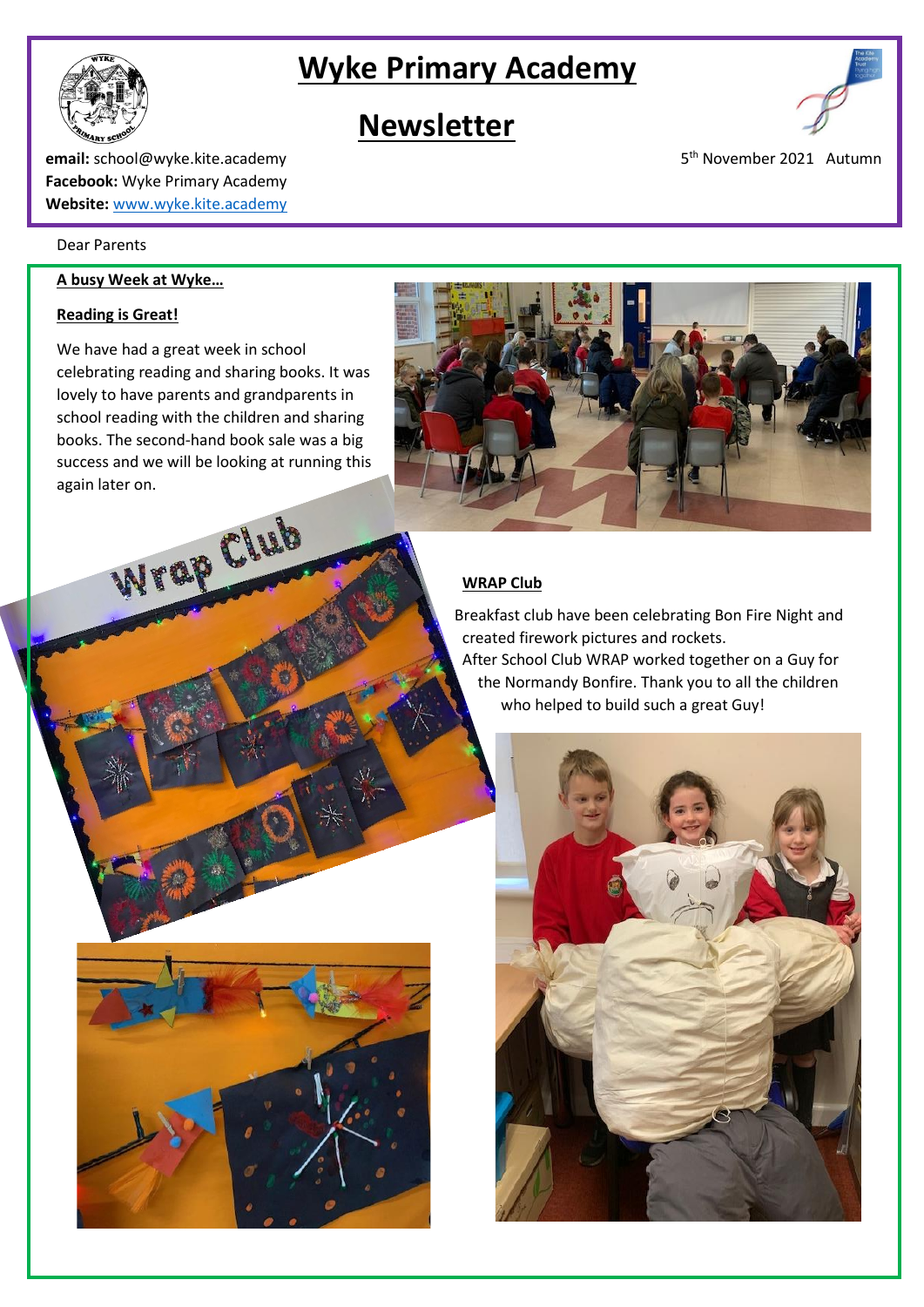# Wyke Primary Academy

# Newsletter

**email:** school@wyke.kite.academy
**Facebook:** Wyke Primary Academy
**Website:** [www.wyke.kite.academy](http://www.wyke.kite.academy)

5th November 2021 Autumn

Dear Parents

**A busy Week at Wyke…**

**Reading is Great!**

We have had a great week in school celebrating reading and sharing books. It was lovely to have parents and grandparents in school reading with the children and sharing books. The second-hand book sale was a big success and we will be looking at running this again later on.

**WRAP Club**

Breakfast club have been celebrating Bon Fire Night and created firework pictures and rockets.

After School Club WRAP worked together on a Guy for the Normandy Bonfire. Thank you to all the children who helped to build such a great Guy!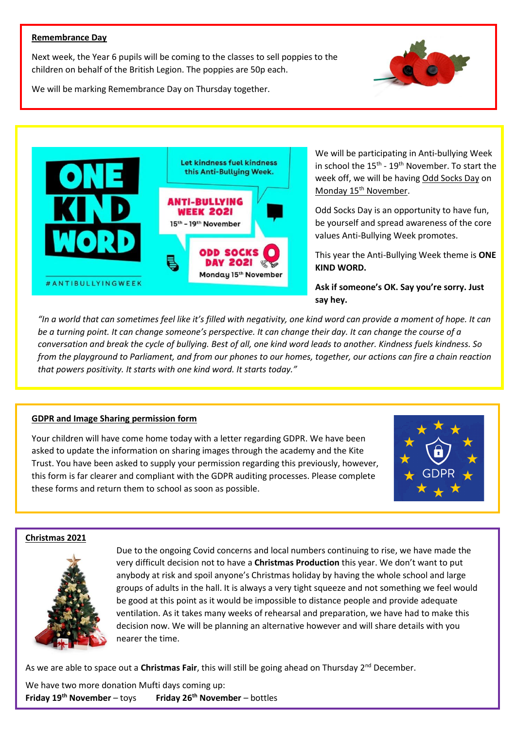## Remembrance Day

Next week, the Year 6 pupils will be coming to the classes to sell poppies to the children on behalf of the British Legion. The poppies are 50p each.

We will be marking Remembrance Day on Thursday together.

ONE KIND WORD

Let kindness fuel kindness this Anti-Bullying Week.

ANTI-BULLYING WEEK 2021
15th – 19th November

ODD SOCKS DAY 2021
Monday 15th November

#ANTIBULLYINGWEEK

We will be participating in Anti-bullying Week in school the 15th - 19th November. To start the week off, we will be having Odd Socks Day on Monday 15th November.

Odd Socks Day is an opportunity to have fun, be yourself and spread awareness of the core values Anti-Bullying Week promotes.

This year the Anti-Bullying Week theme is **ONE KIND WORD.**

**Ask if someone's OK. Say you're sorry. Just say hey.**

*"In a world that can sometimes feel like it's filled with negativity, one kind word can provide a moment of hope. It can be a turning point. It can change someone's perspective. It can change their day. It can change the course of a conversation and break the cycle of bullying. Best of all, one kind word leads to another. Kindness fuels kindness. So from the playground to Parliament, and from our phones to our homes, together, our actions can fire a chain reaction that powers positivity. It starts with one kind word. It starts today."*

## GDPR and Image Sharing permission form

Your children will have come home today with a letter regarding GDPR. We have been asked to update the information on sharing images through the academy and the Kite Trust. You have been asked to supply your permission regarding this previously, however, this form is far clearer and compliant with the GDPR auditing processes. Please complete these forms and return them to school as soon as possible.

## Christmas 2021

Due to the ongoing Covid concerns and local numbers continuing to rise, we have made the very difficult decision not to have a **Christmas Production** this year. We don't want to put anybody at risk and spoil anyone's Christmas holiday by having the whole school and large groups of adults in the hall. It is always a very tight squeeze and not something we feel would be good at this point as it would be impossible to distance people and provide adequate ventilation. As it takes many weeks of rehearsal and preparation, we have had to make this decision now. We will be planning an alternative however and will share details with you nearer the time.

As we are able to space out a **Christmas Fair**, this will still be going ahead on Thursday 2nd December.

We have two more donation Mufti days coming up:

**Friday 19th November** – toys **Friday 26th November** – bottles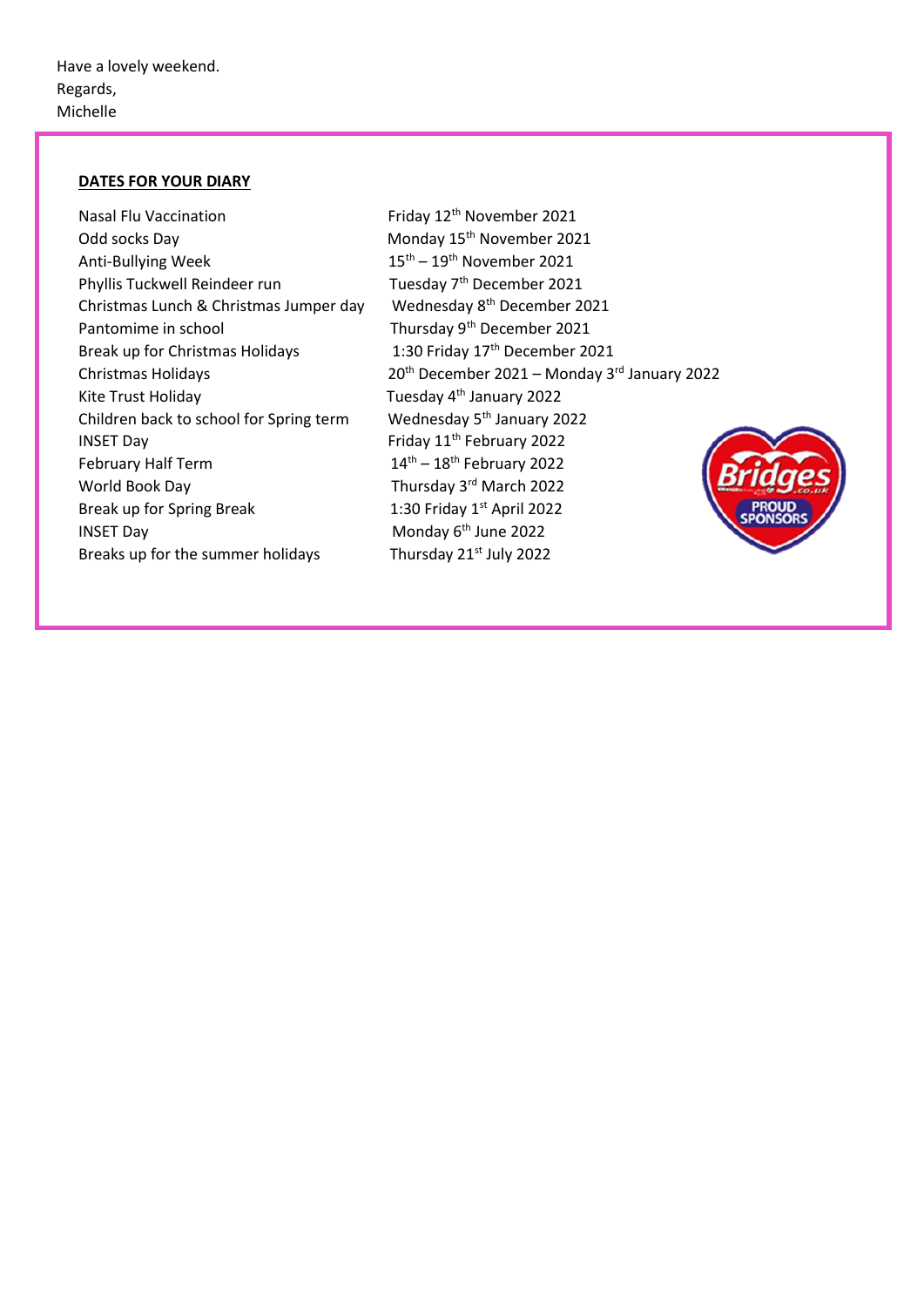Have a lovely weekend.
Regards,
Michelle

**DATES FOR YOUR DIARY**

| | |
|---|---|
| Nasal Flu Vaccination | Friday 12th November 2021 |
| Odd socks Day | Monday 15th November 2021 |
| Anti-Bullying Week | 15th – 19th November 2021 |
| Phyllis Tuckwell Reindeer run | Tuesday 7th December 2021 |
| Christmas Lunch & Christmas Jumper day | Wednesday 8th December 2021 |
| Pantomime in school | Thursday 9th December 2021 |
| Break up for Christmas Holidays | 1:30 Friday 17th December 2021 |
| Christmas Holidays | 20th December 2021 – Monday 3rd January 2022 |
| Kite Trust Holiday | Tuesday 4th January 2022 |
| Children back to school for Spring term | Wednesday 5th January 2022 |
| INSET Day | Friday 11th February 2022 |
| February Half Term | 14th – 18th February 2022 |
| World Book Day | Thursday 3rd March 2022 |
| Break up for Spring Break | 1:30 Friday 1st April 2022 |
| INSET Day | Monday 6th June 2022 |
| Breaks up for the summer holidays | Thursday 21st July 2022 |

Bridges.co.uk PROUD SPONSORS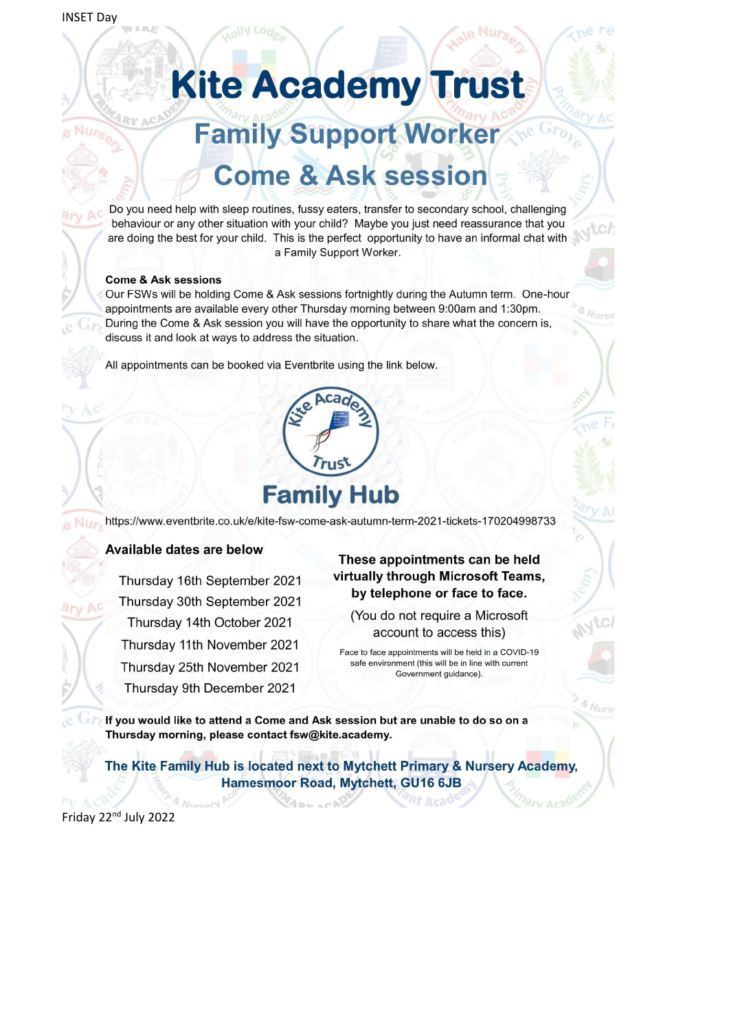INSET Day

# Kite Academy Trust

## Family Support Worker

## Come & Ask session

Do you need help with sleep routines, fussy eaters, transfer to secondary school, challenging behaviour or any other situation with your child? Maybe you just need reassurance that you are doing the best for your child. This is the perfect opportunity to have an informal chat with a Family Support Worker.

**Come & Ask sessions**

Our FSWs will be holding Come & Ask sessions fortnightly during the Autumn term. One-hour appointments are available every other Thursday morning between 9:00am and 1:30pm. During the Come & Ask session you will have the opportunity to share what the concern is, discuss it and look at ways to address the situation.

All appointments can be booked via Eventbrite using the link below.

Kite Academy Trust

**Family Hub**

https://www.eventbrite.co.uk/e/kite-fsw-come-ask-autumn-term-2021-tickets-170204998733

**Available dates are below**

- Thursday 16th September 2021
- Thursday 30th September 2021
- Thursday 14th October 2021
- Thursday 11th November 2021
- Thursday 25th November 2021
- Thursday 9th December 2021

**These appointments can be held virtually through Microsoft Teams, by telephone or face to face.**

(You do not require a Microsoft account to access this)

Face to face appointments will be held in a COVID-19 safe environment (this will be in line with current Government guidance).

**If you would like to attend a Come and Ask session but are unable to do so on a Thursday morning, please contact fsw@kite.academy.**

**The Kite Family Hub is located next to Mytchett Primary & Nursery Academy, Hamesmoor Road, Mytchett, GU16 6JB**

Friday 22nd July 2022